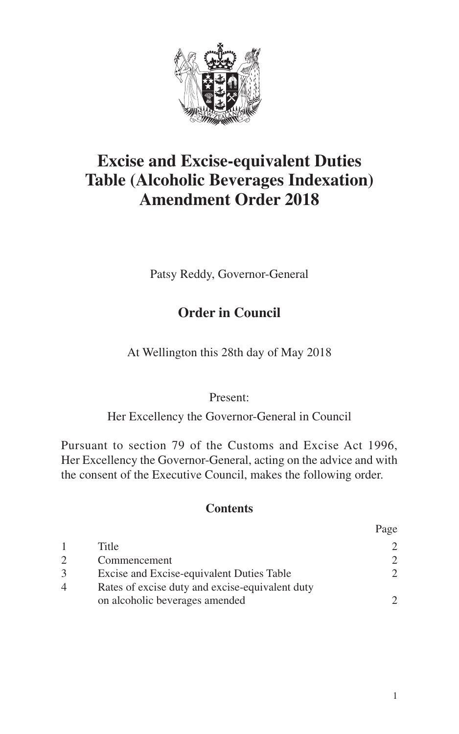# Excise and Excise-equivalent Duties Table (Alcoholic Beverages Indexation) Amendment Order 2018

Patsy Reddy, Governor-General

## Order in Council

At Wellington this 28th day of May 2018

Present:

Her Excellency the Governor-General in Council

Pursuant to section 79 of the Customs and Excise Act 1996, Her Excellency the Governor-General, acting on the advice and with the consent of the Executive Council, makes the following order.

### Contents

| | | Page |
|---|---|---|
| 1 | Title | 2 |
| 2 | Commencement | 2 |
| 3 | Excise and Excise-equivalent Duties Table | 2 |
| 4 | Rates of excise duty and excise-equivalent duty on alcoholic beverages amended | 2 |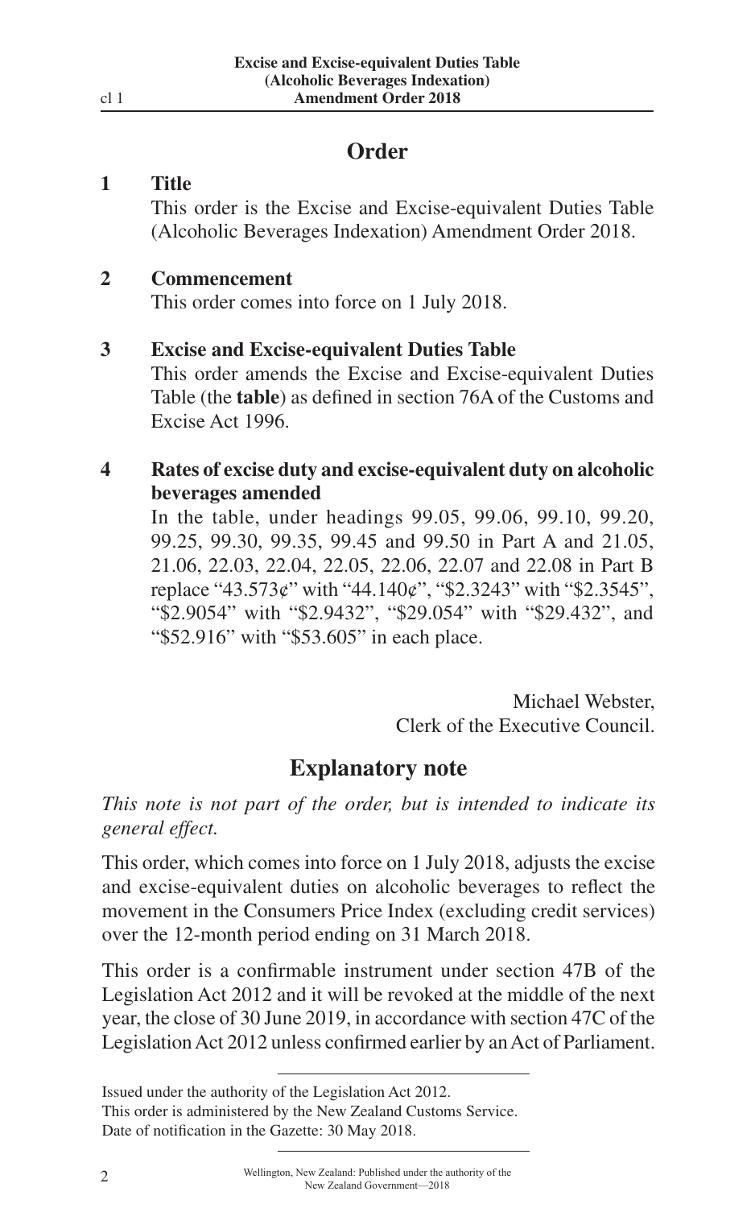## Order

### 1 Title

This order is the Excise and Excise-equivalent Duties Table (Alcoholic Beverages Indexation) Amendment Order 2018.

### 2 Commencement

This order comes into force on 1 July 2018.

### 3 Excise and Excise-equivalent Duties Table

This order amends the Excise and Excise-equivalent Duties Table (the **table**) as defined in section 76A of the Customs and Excise Act 1996.

### 4 Rates of excise duty and excise-equivalent duty on alcoholic beverages amended

In the table, under headings 99.05, 99.06, 99.10, 99.20, 99.25, 99.30, 99.35, 99.45 and 99.50 in Part A and 21.05, 21.06, 22.03, 22.04, 22.05, 22.06, 22.07 and 22.08 in Part B replace "43.573¢" with "44.140¢", "$2.3243" with "$2.3545", "$2.9054" with "$2.9432", "$29.054" with "$29.432", and "$52.916" with "$53.605" in each place.

Michael Webster,
Clerk of the Executive Council.

## Explanatory note

*This note is not part of the order, but is intended to indicate its general effect.*

This order, which comes into force on 1 July 2018, adjusts the excise and excise-equivalent duties on alcoholic beverages to reflect the movement in the Consumers Price Index (excluding credit services) over the 12-month period ending on 31 March 2018.

This order is a confirmable instrument under section 47B of the Legislation Act 2012 and it will be revoked at the middle of the next year, the close of 30 June 2019, in accordance with section 47C of the Legislation Act 2012 unless confirmed earlier by an Act of Parliament.

---

Issued under the authority of the Legislation Act 2012.
This order is administered by the New Zealand Customs Service.
Date of notification in the Gazette: 30 May 2018.

---

Wellington, New Zealand: Published under the authority of the New Zealand Government—2018